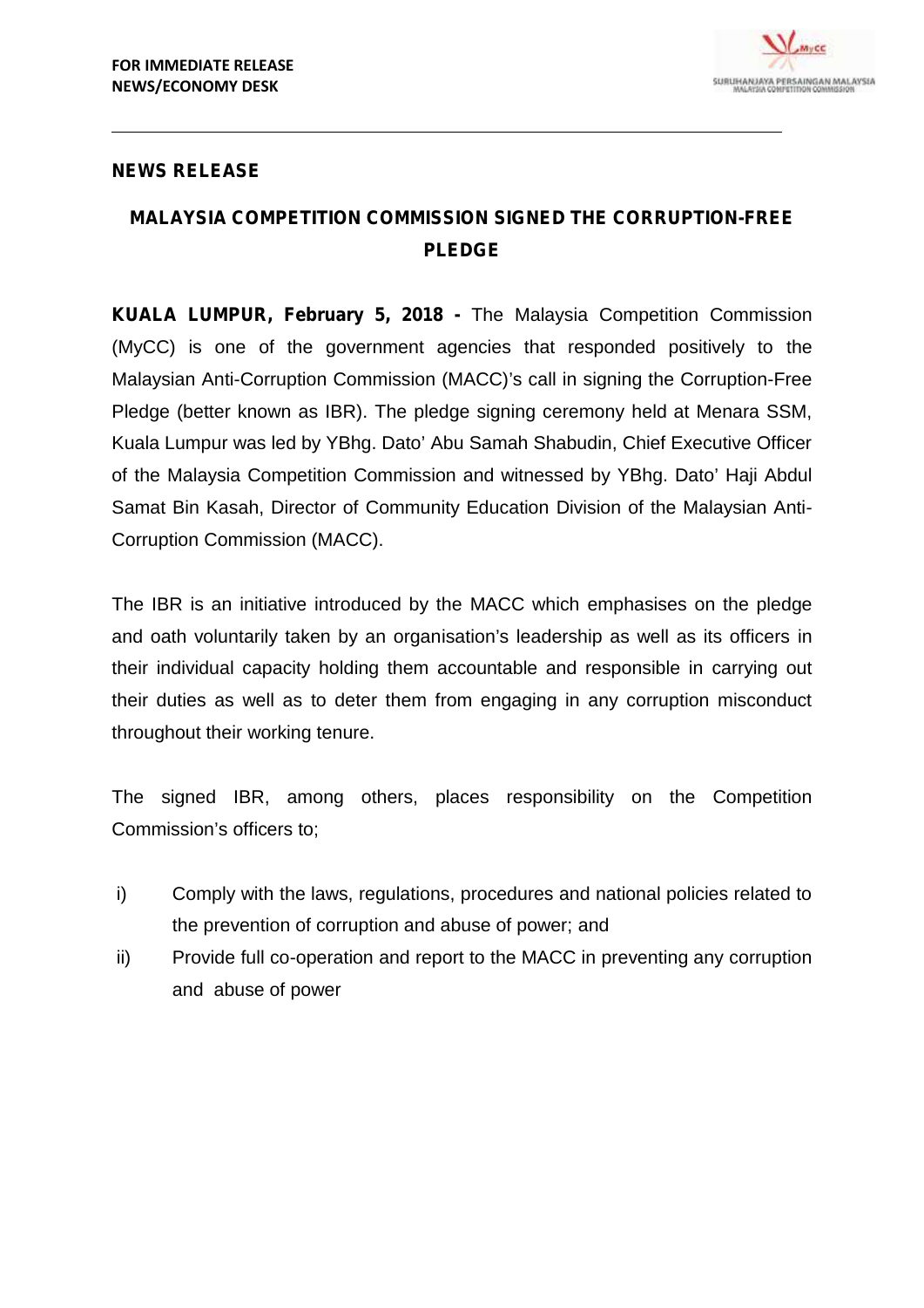**FOR IMMEDIATE RELEASE**
**NEWS/ECONOMY DESK**

**NEWS RELEASE**

## MALAYSIA COMPETITION COMMISSION SIGNED THE CORRUPTION-FREE PLEDGE

**KUALA LUMPUR, February 5, 2018 -** The Malaysia Competition Commission (MyCC) is one of the government agencies that responded positively to the Malaysian Anti-Corruption Commission (MACC)'s call in signing the Corruption-Free Pledge (better known as IBR). The pledge signing ceremony held at Menara SSM, Kuala Lumpur was led by YBhg. Dato' Abu Samah Shabudin, Chief Executive Officer of the Malaysia Competition Commission and witnessed by YBhg. Dato' Haji Abdul Samat Bin Kasah, Director of Community Education Division of the Malaysian Anti-Corruption Commission (MACC).

The IBR is an initiative introduced by the MACC which emphasises on the pledge and oath voluntarily taken by an organisation's leadership as well as its officers in their individual capacity holding them accountable and responsible in carrying out their duties as well as to deter them from engaging in any corruption misconduct throughout their working tenure.

The signed IBR, among others, places responsibility on the Competition Commission's officers to;

i) Comply with the laws, regulations, procedures and national policies related to the prevention of corruption and abuse of power; and
ii) Provide full co-operation and report to the MACC in preventing any corruption and abuse of power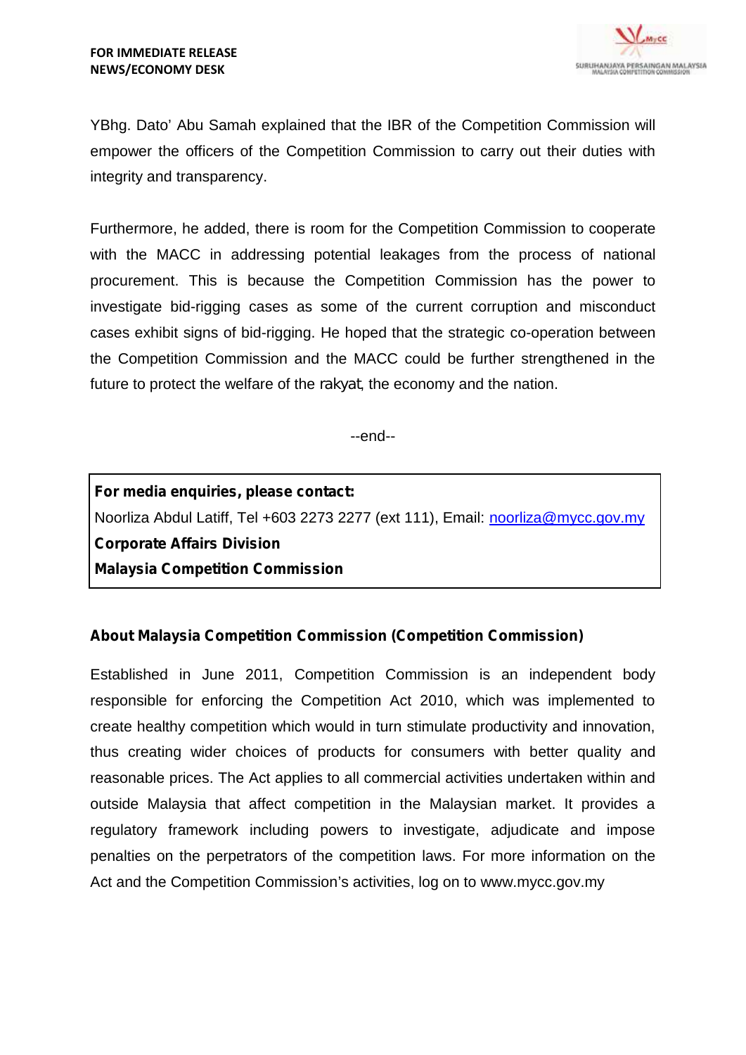YBhg. Dato' Abu Samah explained that the IBR of the Competition Commission will empower the officers of the Competition Commission to carry out their duties with integrity and transparency.

Furthermore, he added, there is room for the Competition Commission to cooperate with the MACC in addressing potential leakages from the process of national procurement. This is because the Competition Commission has the power to investigate bid-rigging cases as some of the current corruption and misconduct cases exhibit signs of bid-rigging. He hoped that the strategic co-operation between the Competition Commission and the MACC could be further strengthened in the future to protect the welfare of the *rakyat*, the economy and the nation.

--end--

**For media enquiries, please contact:**
Noorliza Abdul Latiff, Tel +603 2273 2277 (ext 111), Email: noorliza@mycc.gov.my
**Corporate Affairs Division**
**Malaysia Competition Commission**

**About Malaysia Competition Commission (Competition Commission)**

Established in June 2011, Competition Commission is an independent body responsible for enforcing the Competition Act 2010, which was implemented to create healthy competition which would in turn stimulate productivity and innovation, thus creating wider choices of products for consumers with better quality and reasonable prices. The Act applies to all commercial activities undertaken within and outside Malaysia that affect competition in the Malaysian market. It provides a regulatory framework including powers to investigate, adjudicate and impose penalties on the perpetrators of the competition laws. For more information on the Act and the Competition Commission's activities, log on to www.mycc.gov.my